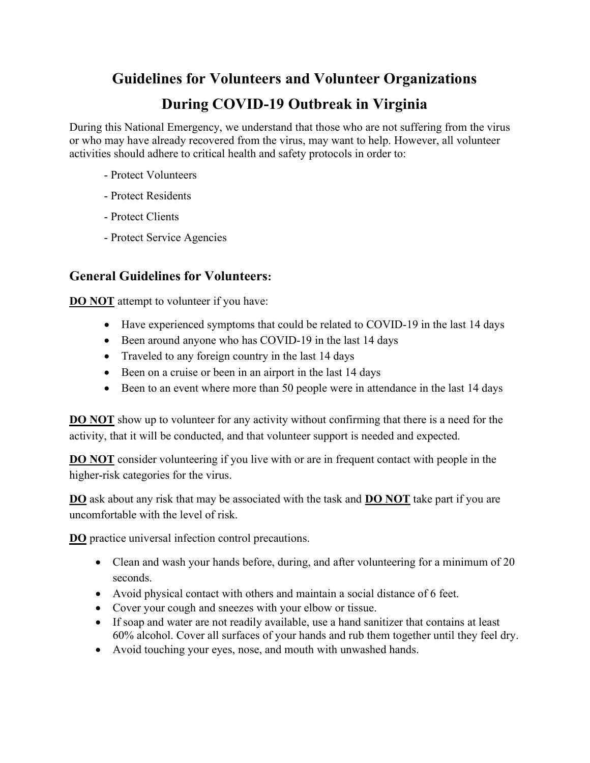# Guidelines for Volunteers and Volunteer Organizations

# During COVID-19 Outbreak in Virginia

During this National Emergency, we understand that those who are not suffering from the virus or who may have already recovered from the virus, may want to help. However, all volunteer activities should adhere to critical health and safety protocols in order to:

- Protect Volunteers
- Protect Residents
- Protect Clients
- Protect Service Agencies

## General Guidelines for Volunteers:

**DO NOT** attempt to volunteer if you have:

- Have experienced symptoms that could be related to COVID-19 in the last 14 days
- Been around anyone who has COVID-19 in the last 14 days
- Traveled to any foreign country in the last 14 days
- Been on a cruise or been in an airport in the last 14 days
- Been to an event where more than 50 people were in attendance in the last 14 days

**DO NOT** show up to volunteer for any activity without confirming that there is a need for the activity, that it will be conducted, and that volunteer support is needed and expected.

**DO NOT** consider volunteering if you live with or are in frequent contact with people in the higher-risk categories for the virus.

**DO** ask about any risk that may be associated with the task and **DO NOT** take part if you are uncomfortable with the level of risk.

**DO** practice universal infection control precautions.

- Clean and wash your hands before, during, and after volunteering for a minimum of 20 seconds.
- Avoid physical contact with others and maintain a social distance of 6 feet.
- Cover your cough and sneezes with your elbow or tissue.
- If soap and water are not readily available, use a hand sanitizer that contains at least 60% alcohol. Cover all surfaces of your hands and rub them together until they feel dry.
- Avoid touching your eyes, nose, and mouth with unwashed hands.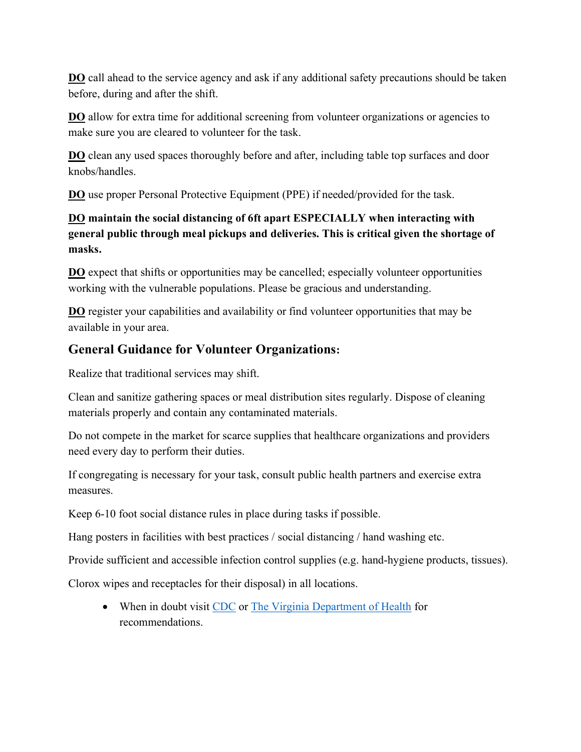**DO** call ahead to the service agency and ask if any additional safety precautions should be taken before, during and after the shift.

**DO** allow for extra time for additional screening from volunteer organizations or agencies to make sure you are cleared to volunteer for the task.

**DO** clean any used spaces thoroughly before and after, including table top surfaces and door knobs/handles.

**DO** use proper Personal Protective Equipment (PPE) if needed/provided for the task.

**DO maintain the social distancing of 6ft apart ESPECIALLY when interacting with general public through meal pickups and deliveries. This is critical given the shortage of masks.**

**DO** expect that shifts or opportunities may be cancelled; especially volunteer opportunities working with the vulnerable populations. Please be gracious and understanding.

**DO** register your capabilities and availability or find volunteer opportunities that may be available in your area.

## General Guidance for Volunteer Organizations:

Realize that traditional services may shift.

Clean and sanitize gathering spaces or meal distribution sites regularly. Dispose of cleaning materials properly and contain any contaminated materials.

Do not compete in the market for scarce supplies that healthcare organizations and providers need every day to perform their duties.

If congregating is necessary for your task, consult public health partners and exercise extra measures.

Keep 6-10 foot social distance rules in place during tasks if possible.

Hang posters in facilities with best practices / social distancing / hand washing etc.

Provide sufficient and accessible infection control supplies (e.g. hand-hygiene products, tissues).

Clorox wipes and receptacles for their disposal) in all locations.

- When in doubt visit CDC or The Virginia Department of Health for recommendations.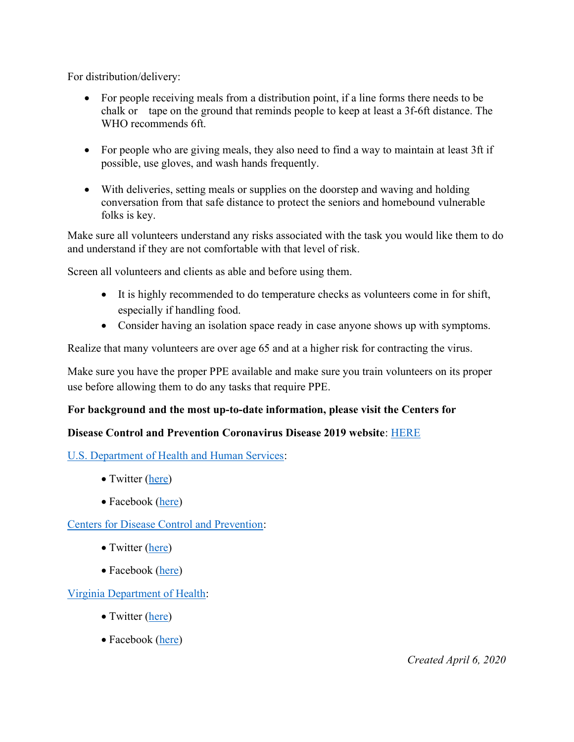For distribution/delivery:

- For people receiving meals from a distribution point, if a line forms there needs to be chalk or tape on the ground that reminds people to keep at least a 3f-6ft distance. The WHO recommends 6ft.

- For people who are giving meals, they also need to find a way to maintain at least 3ft if possible, use gloves, and wash hands frequently.

- With deliveries, setting meals or supplies on the doorstep and waving and holding conversation from that safe distance to protect the seniors and homebound vulnerable folks is key.

Make sure all volunteers understand any risks associated with the task you would like them to do and understand if they are not comfortable with that level of risk.

Screen all volunteers and clients as able and before using them.

- It is highly recommended to do temperature checks as volunteers come in for shift, especially if handling food.
- Consider having an isolation space ready in case anyone shows up with symptoms.

Realize that many volunteers are over age 65 and at a higher risk for contracting the virus.

Make sure you have the proper PPE available and make sure you train volunteers on its proper use before allowing them to do any tasks that require PPE.

**For background and the most up-to-date information, please visit the Centers for Disease Control and Prevention Coronavirus Disease 2019 website**: HERE

U.S. Department of Health and Human Services:

- Twitter (here)
- Facebook (here)

Centers for Disease Control and Prevention:

- Twitter (here)
- Facebook (here)

Virginia Department of Health:

- Twitter (here)
- Facebook (here)

*Created April 6, 2020*